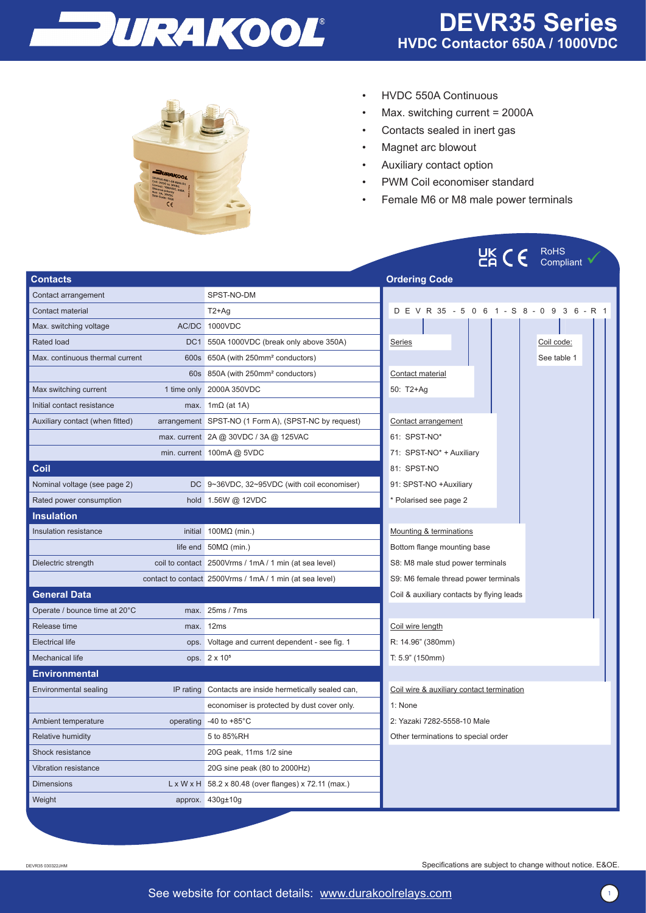# DURAKOOL®

# DEVR35 Series
## HVDC Contactor 650A / 1000VDC

- HVDC 550A Continuous
- Max. switching current = 2000A
- Contacts sealed in inert gas
- Magnet arc blowout
- Auxiliary contact option
- PWM Coil economiser standard
- Female M6 or M8 male power terminals

UK CA CE RoHS Compliant

## Contacts

| | | |
|---|---|---|
| Contact arrangement | | SPST-NO-DM |
| Contact material | | T2+Ag |
| Max. switching voltage | AC/DC | 1000VDC |
| Rated load | DC1 | 550A 1000VDC (break only above 350A) |
| Max. continuous thermal current | 600s | 650A (with 250mm² conductors) |
| | 60s | 850A (with 250mm² conductors) |
| Max switching current | 1 time only | 2000A 350VDC |
| Initial contact resistance | max. | 1mΩ (at 1A) |
| Auxiliary contact (when fitted) | arrangement | SPST-NO (1 Form A), (SPST-NC by request) |
| | max. current | 2A @ 30VDC / 3A @ 125VAC |
| | min. current | 100mA @ 5VDC |

## Coil

| | | |
|---|---|---|
| Nominal voltage (see page 2) | DC | 9~36VDC, 32~95VDC (with coil economiser) |
| Rated power consumption | hold | 1.56W @ 12VDC |

## Insulation

| | | |
|---|---|---|
| Insulation resistance | initial | 100MΩ (min.) |
| | life end | 50MΩ (min.) |
| Dielectric strength | coil to contact | 2500Vrms / 1mA / 1 min (at sea level) |
| | contact to contact | 2500Vrms / 1mA / 1 min (at sea level) |

## General Data

| | | |
|---|---|---|
| Operate / bounce time at 20°C | max. | 25ms / 7ms |
| Release time | max. | 12ms |
| Electrical life | ops. | Voltage and current dependent - see fig. 1 |
| Mechanical life | ops. | 2 x 10⁵ |

## Environmental

| | | |
|---|---|---|
| Environmental sealing | IP rating | Contacts are inside hermetically sealed can, |
| | | economiser is protected by dust cover only. |
| Ambient temperature | operating | -40 to +85°C |
| Relative humidity | | 5 to 85%RH |
| Shock resistance | | 20G peak, 11ms 1/2 sine |
| Vibration resistance | | 20G sine peak (80 to 2000Hz) |
| Dimensions | L x W x H | 58.2 x 80.48 (over flanges) x 72.11 (max.) |
| Weight | approx. | 430g±10g |

## Ordering Code

D E V R 35 - 5 0 6 1 - S 8 - 0 9 3 6 - R 1

**Series**

**Coil code:** See table 1

**Contact material**
50: T2+Ag

**Contact arrangement**
61: SPST-NO*
71: SPST-NO* + Auxiliary
81: SPST-NO
91: SPST-NO +Auxiliary
\* Polarised see page 2

**Mounting & terminations**
Bottom flange mounting base
S8: M8 male stud power terminals
S9: M6 female thread power terminals
Coil & auxiliary contacts by flying leads

**Coil wire length**
R: 14.96" (380mm)
T: 5.9" (150mm)

**Coil wire & auxiliary contact termination**
1: None
2: Yazaki 7282-5558-10 Male
Other terminations to special order

DEVR35 030322JHM

Specifications are subject to change without notice. E&OE.

See website for contact details: www.durakoolrelays.com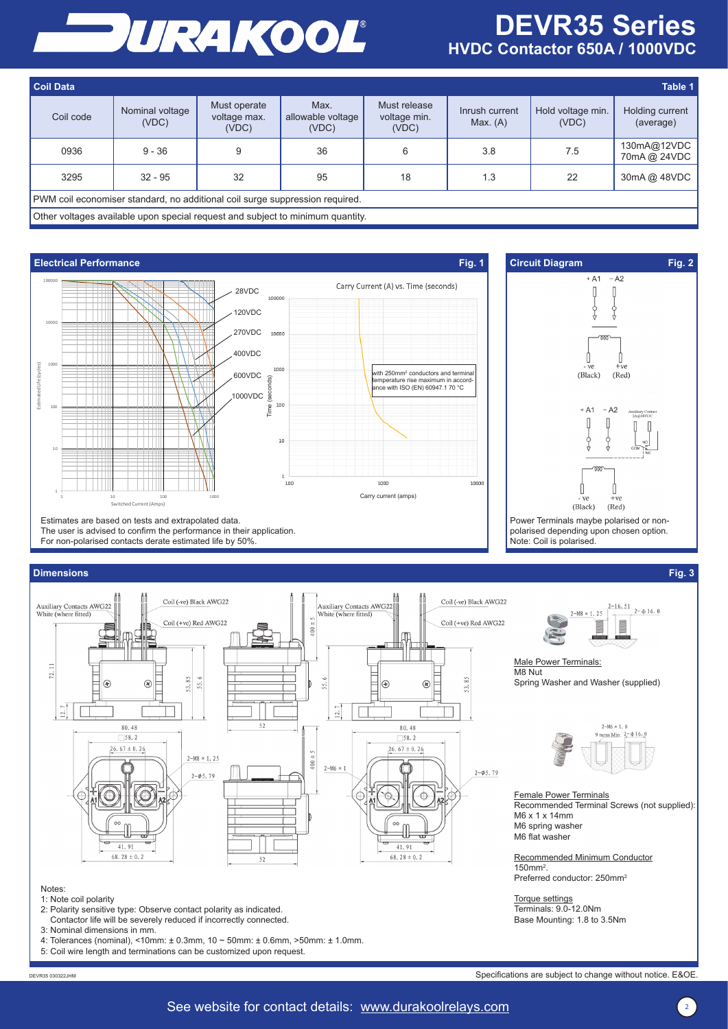# DEVR35 Series
## HVDC Contactor 650A / 1000VDC

### Coil Data

Table 1

| Coil code | Nominal voltage (VDC) | Must operate voltage max. (VDC) | Max. allowable voltage (VDC) | Must release voltage min. (VDC) | Inrush current Max. (A) | Hold voltage min. (VDC) | Holding current (average) |
|---|---|---|---|---|---|---|---|
| 0936 | 9 - 36 | 9 | 36 | 6 | 3.8 | 7.5 | 130mA@12VDC 70mA @ 24VDC |
| 3295 | 32 - 95 | 32 | 95 | 18 | 1.3 | 22 | 30mA @ 48VDC |

PWM coil economiser standard, no additional coil surge suppression required.

Other voltages available upon special request and subject to minimum quantity.

### Electrical Performance

Fig. 1

28VDC
120VDC
270VDC
400VDC
600VDC
1000VDC

Estimated Life (cycles)
Switched Current (Amps)

Carry Current (A) vs. Time (seconds)

with 250mm² conductors and terminal temperature rise maximum in accordance with ISO (EN) 60947.1 70 °C

Time (seconds)
Carry current (amps)

Estimates are based on tests and extrapolated data.
The user is advised to confirm the performance in their application.
For non-polarised contacts derate estimated life by 50%.

### Circuit Diagram

Fig. 2

+ A1 − A2
- ve (Black) +ve (Red)

+ A1 − A2
Auxiliary Contact 2A@30VDC
NO COM NC
- ve (Black) +ve (Red)

Power Terminals maybe polarised or non-polarised depending upon chosen option.
Note: Coil is polarised.

### Dimensions

Fig. 3

Auxiliary Contacts AWG22 White (where fitted)
Coil (-ve) Black AWG22
Coil (+ve) Red AWG22

72.11, 53.85, 55.6, 12.7, 400 ± 5, 52, 80.48, □58.2, 26.67 ± 0.26, 2–M8 × 1.25, 2–ø5.79, 41.91, 68.28 ± 0.2, 2–M6 × 1

2–M8 × 1.25, 2–16.51, 2–ϕ16.0

**Male Power Terminals:**
M8 Nut
Spring Washer and Washer (supplied)

2–M6 × 1.0, 9 turns Min., 2–ϕ16.0

**Female Power Terminals**
Recommended Terminal Screws (not supplied):
M6 x 1 x 14mm
M6 spring washer
M6 flat washer

**Recommended Minimum Conductor**
150mm².
Preferred conductor: 250mm²

**Torque settings**
Terminals: 9.0-12.0Nm
Base Mounting: 1.8 to 3.5Nm

Notes:
1: Note coil polarity
2: Polarity sensitive type: Observe contact polarity as indicated.
Contactor life will be severely reduced if incorrectly connected.
3: Nominal dimensions in mm.
4: Tolerances (nominal), <10mm: ± 0.3mm, 10 ~ 50mm: ± 0.6mm, >50mm: ± 1.0mm.
5: Coil wire length and terminations can be customized upon request.

DEVR35 030322JHM

Specifications are subject to change without notice. E&OE.

See website for contact details: www.durakoolrelays.com